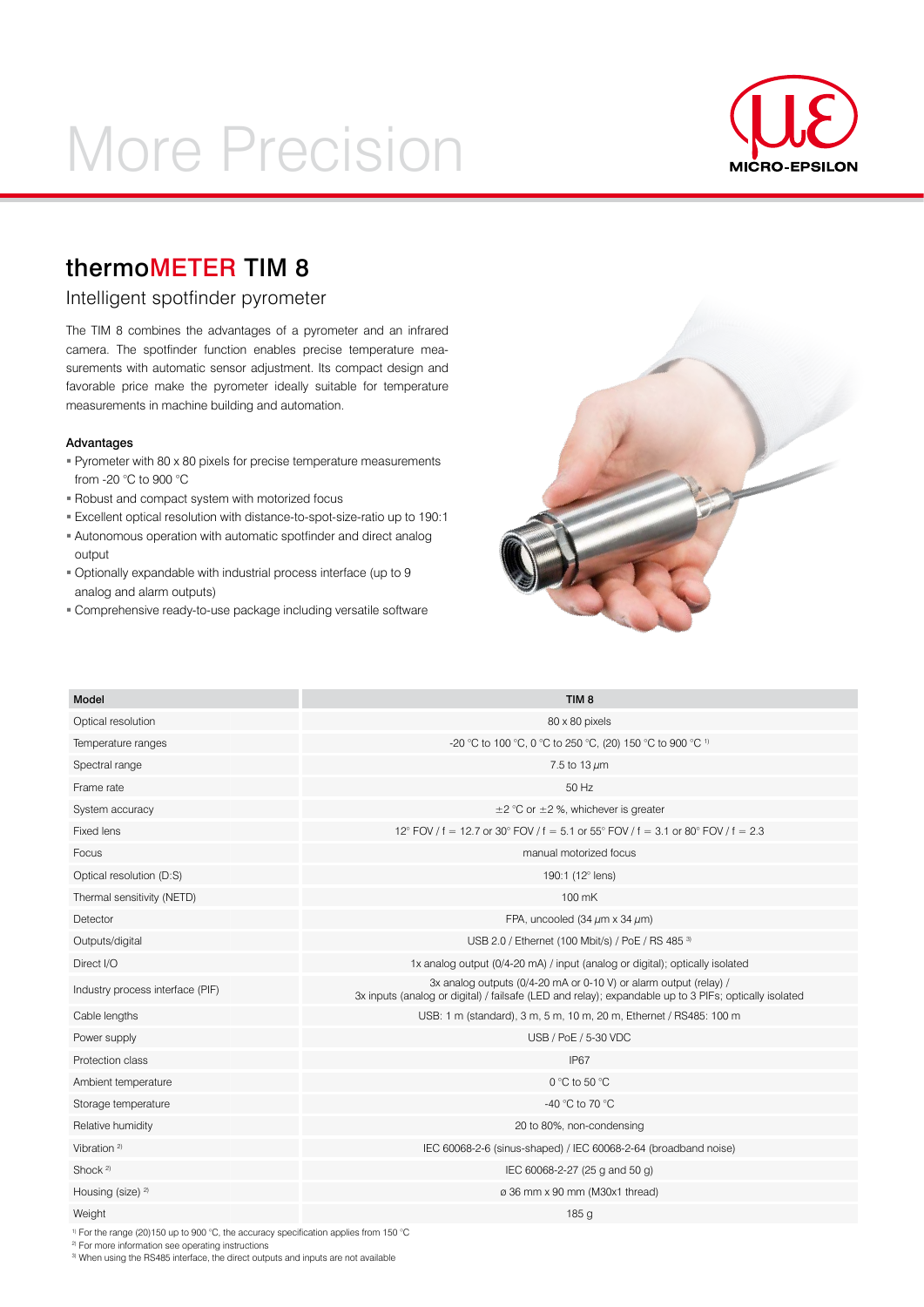# thermoMETER TIM 8

## Intelligent spotfinder pyrometer

The TIM 8 combines the advantages of a pyrometer and an infrared camera. The spotfinder function enables precise temperature measurements with automatic sensor adjustment. Its compact design and favorable price make the pyrometer ideally suitable for temperature measurements in machine building and automation.

### Advantages

- Pyrometer with 80 x 80 pixels for precise temperature measurements from -20 °C to 900 °C
- Robust and compact system with motorized focus
- Excellent optical resolution with distance-to-spot-size-ratio up to 190:1
- Autonomous operation with automatic spotfinder and direct analog output
- Optionally expandable with industrial process interface (up to 9 analog and alarm outputs)
- Comprehensive ready-to-use package including versatile software

| Model | TIM 8 |
|---|---|
| Optical resolution | 80 x 80 pixels |
| Temperature ranges | -20 °C to 100 °C, 0 °C to 250 °C, (20) 150 °C to 900 °C [1] |
| Spectral range | 7.5 to 13 µm |
| Frame rate | 50 Hz |
| System accuracy | ±2 °C or ±2 %, whichever is greater |
| Fixed lens | 12° FOV / f = 12.7 or 30° FOV / f = 5.1 or 55° FOV / f = 3.1 or 80° FOV / f = 2.3 |
| Focus | manual motorized focus |
| Optical resolution (D:S) | 190:1 (12° lens) |
| Thermal sensitivity (NETD) | 100 mK |
| Detector | FPA, uncooled (34 µm x 34 µm) |
| Outputs/digital | USB 2.0 / Ethernet (100 Mbit/s) / PoE / RS 485 [3] |
| Direct I/O | 1x analog output (0/4-20 mA) / input (analog or digital); optically isolated |
| Industry process interface (PIF) | 3x analog outputs (0/4-20 mA or 0-10 V) or alarm output (relay) / 3x inputs (analog or digital) / failsafe (LED and relay); expandable up to 3 PIFs; optically isolated |
| Cable lengths | USB: 1 m (standard), 3 m, 5 m, 10 m, 20 m, Ethernet / RS485: 100 m |
| Power supply | USB / PoE / 5-30 VDC |
| Protection class | IP67 |
| Ambient temperature | 0 °C to 50 °C |
| Storage temperature | -40 °C to 70 °C |
| Relative humidity | 20 to 80%, non-condensing |
| Vibration [2] | IEC 60068-2-6 (sinus-shaped) / IEC 60068-2-64 (broadband noise) |
| Shock [2] | IEC 60068-2-27 (25 g and 50 g) |
| Housing (size) [2] | ø 36 mm x 90 mm (M30x1 thread) |
| Weight | 185 g |

[1] For the range (20)150 up to 900 °C, the accuracy specification applies from 150 °C

[2] For more information see operating instructions

[3] When using the RS485 interface, the direct outputs and inputs are not available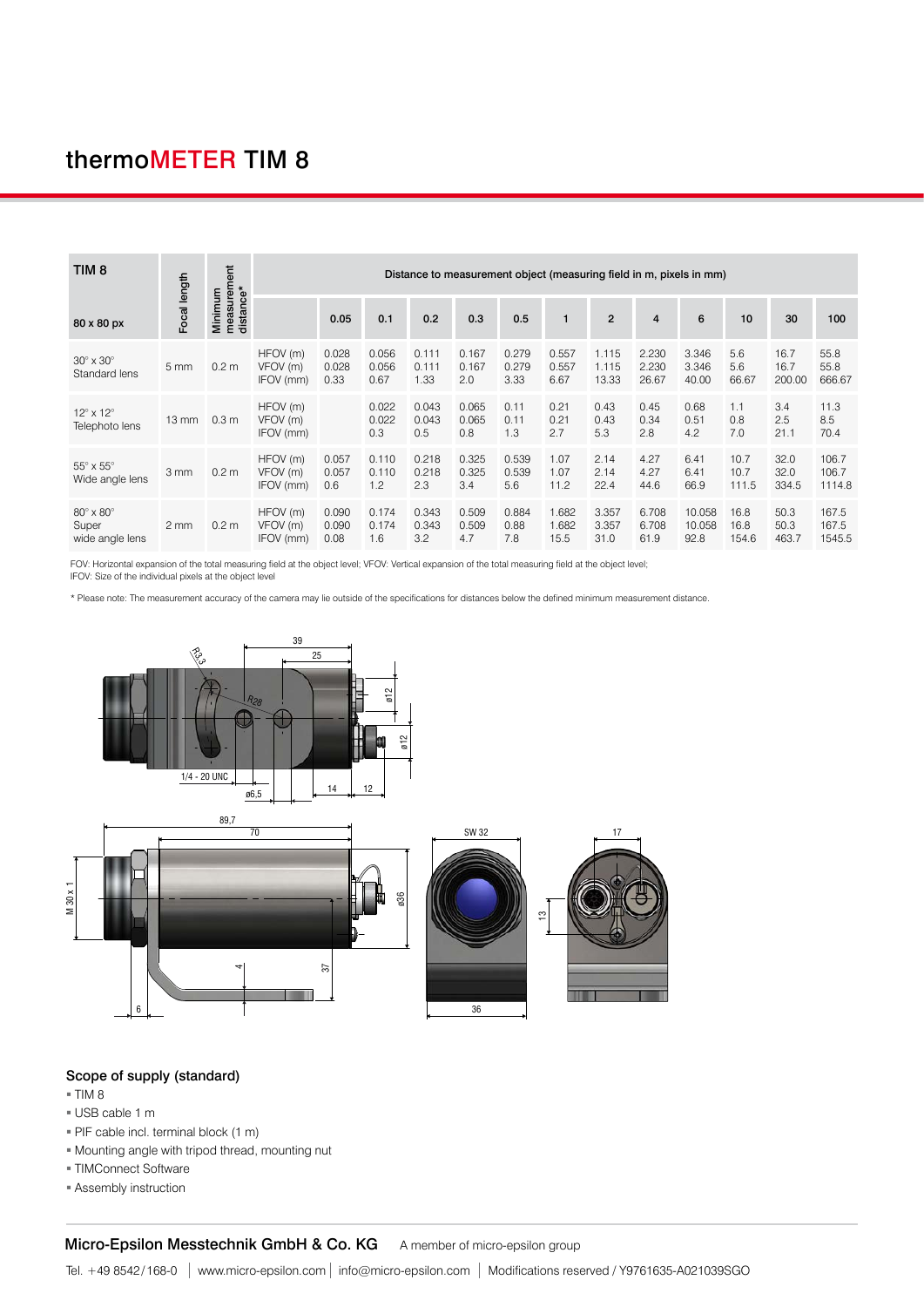# thermoMETER TIM 8

| TIM 8<br>80 x 80 px | Focal length | Minimum measurement distance* | Distance to measurement object (measuring field in m, pixels in mm) | | | | | | | | | | | | |
|---|---|---|---|---|---|---|---|---|---|---|---|---|---|---|---|
| | | | | 0.05 | 0.1 | 0.2 | 0.3 | 0.5 | 1 | 2 | 4 | 6 | 10 | 30 | 100 |
| 30° x 30°<br>Standard lens | 5 mm | 0.2 m | HFOV (m)<br>VFOV (m)<br>IFOV (mm) | 0.028<br>0.028<br>0.33 | 0.056<br>0.056<br>0.67 | 0.111<br>0.111<br>1.33 | 0.167<br>0.167<br>2.0 | 0.279<br>0.279<br>3.33 | 0.557<br>0.557<br>6.67 | 1.115<br>1.115<br>13.33 | 2.230<br>2.230<br>26.67 | 3.346<br>3.346<br>40.00 | 5.6<br>5.6<br>66.67 | 16.7<br>16.7<br>200.00 | 55.8<br>55.8<br>666.67 |
| 12° x 12°<br>Telephoto lens | 13 mm | 0.3 m | HFOV (m)<br>VFOV (m)<br>IFOV (mm) | | 0.022<br>0.022<br>0.3 | 0.043<br>0.043<br>0.5 | 0.065<br>0.065<br>0.8 | 0.11<br>0.11<br>1.3 | 0.21<br>0.21<br>2.7 | 0.43<br>0.43<br>5.3 | 0.45<br>0.34<br>2.8 | 0.68<br>0.51<br>4.2 | 1.1<br>0.8<br>7.0 | 3.4<br>2.5<br>21.1 | 11.3<br>8.5<br>70.4 |
| 55° x 55°<br>Wide angle lens | 3 mm | 0.2 m | HFOV (m)<br>VFOV (m)<br>IFOV (mm) | 0.057<br>0.057<br>0.6 | 0.110<br>0.110<br>1.2 | 0.218<br>0.218<br>2.3 | 0.325<br>0.325<br>3.4 | 0.539<br>0.539<br>5.6 | 1.07<br>1.07<br>11.2 | 2.14<br>2.14<br>22.4 | 4.27<br>4.27<br>44.6 | 6.41<br>6.41<br>66.9 | 10.7<br>10.7<br>111.5 | 32.0<br>32.0<br>334.5 | 106.7<br>106.7<br>1114.8 |
| 80° x 80°<br>Super wide angle lens | 2 mm | 0.2 m | HFOV (m)<br>VFOV (m)<br>IFOV (mm) | 0.090<br>0.090<br>0.08 | 0.174<br>0.174<br>1.6 | 0.343<br>0.343<br>3.2 | 0.509<br>0.509<br>4.7 | 0.884<br>0.88<br>7.8 | 1.682<br>1.682<br>15.5 | 3.357<br>3.357<br>31.0 | 6.708<br>6.708<br>61.9 | 10.058<br>10.058<br>92.8 | 16.8<br>16.8<br>154.6 | 50.3<br>50.3<br>463.7 | 167.5<br>167.5<br>1545.5 |

FOV: Horizontal expansion of the total measuring field at the object level; VFOV: Vertical expansion of the total measuring field at the object level;
IFOV: Size of the individual pixels at the object level

* Please note: The measurement accuracy of the camera may lie outside of the specifications for distances below the defined minimum measurement distance.

R3,3
39
25
R28
ø12
ø12
1/4 - 20 UNC
ø6,5
14
12
89,7
70
M 30 x 1
ø36
4
37
6
SW 32
13
36
17

## Scope of supply (standard)

- TIM 8
- USB cable 1 m
- PIF cable incl. terminal block (1 m)
- Mounting angle with tripod thread, mounting nut
- TIMConnect Software
- Assembly instruction

**Micro-Epsilon Messtechnik GmbH & Co. KG** A member of micro-epsilon group

Tel. +49 8542/168-0 | www.micro-epsilon.com | info@micro-epsilon.com | Modifications reserved / Y9761635-A021039SGO